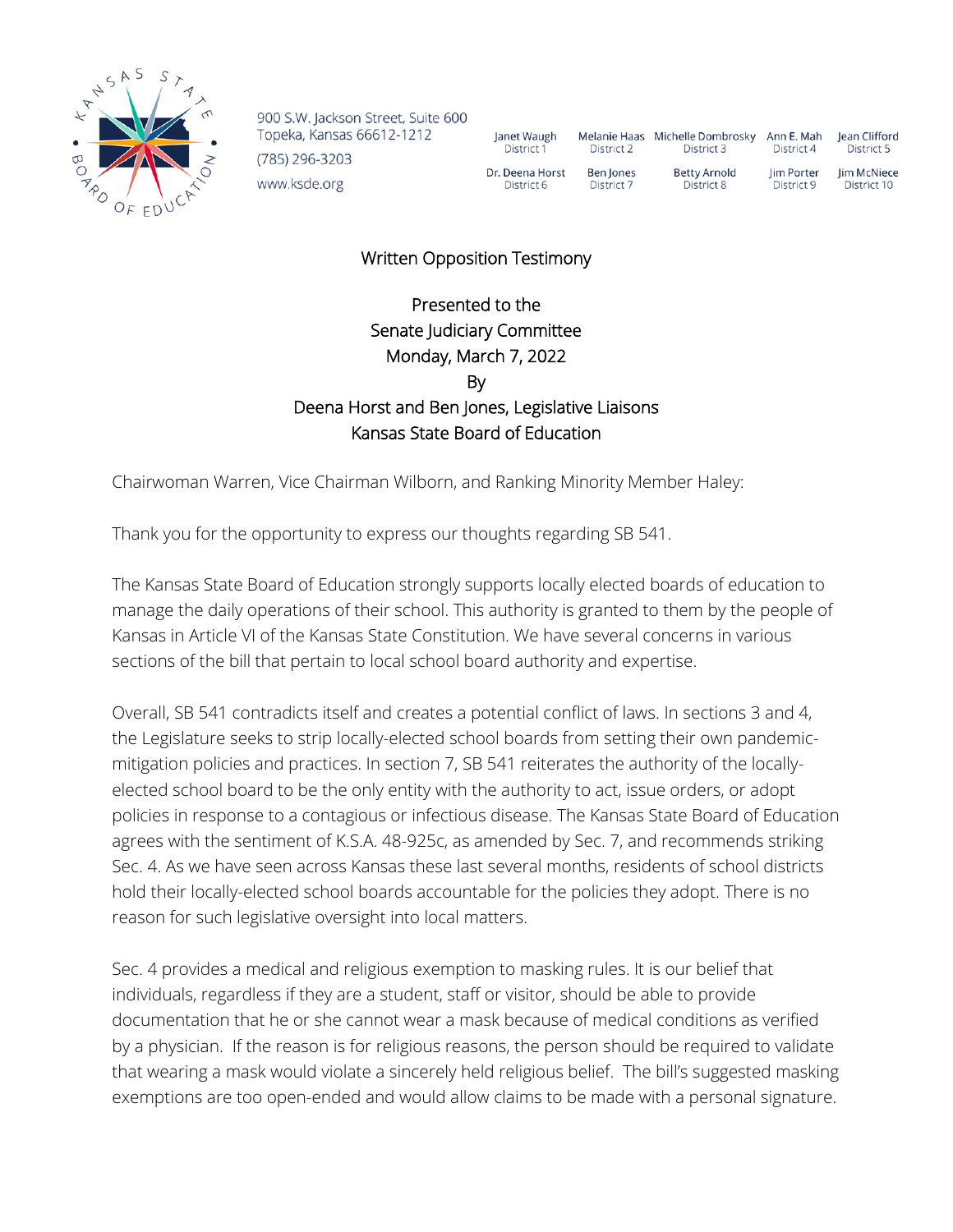900 S.W. Jackson Street, Suite 600
Topeka, Kansas 66612-1212
(785) 296-3203
www.ksde.org

| Janet Waugh District 1 | Melanie Haas District 2 | Michelle Dombrosky District 3 | Ann E. Mah District 4 | Jean Clifford District 5 |
|---|---|---|---|---|
| Dr. Deena Horst District 6 | Ben Jones District 7 | Betty Arnold District 8 | Jim Porter District 9 | Jim McNiece District 10 |

Written Opposition Testimony

Presented to the
Senate Judiciary Committee
Monday, March 7, 2022
By
Deena Horst and Ben Jones, Legislative Liaisons
Kansas State Board of Education

Chairwoman Warren, Vice Chairman Wilborn, and Ranking Minority Member Haley:

Thank you for the opportunity to express our thoughts regarding SB 541.

The Kansas State Board of Education strongly supports locally elected boards of education to manage the daily operations of their school. This authority is granted to them by the people of Kansas in Article VI of the Kansas State Constitution. We have several concerns in various sections of the bill that pertain to local school board authority and expertise.

Overall, SB 541 contradicts itself and creates a potential conflict of laws. In sections 3 and 4, the Legislature seeks to strip locally-elected school boards from setting their own pandemic-mitigation policies and practices. In section 7, SB 541 reiterates the authority of the locally-elected school board to be the only entity with the authority to act, issue orders, or adopt policies in response to a contagious or infectious disease. The Kansas State Board of Education agrees with the sentiment of K.S.A. 48-925c, as amended by Sec. 7, and recommends striking Sec. 4. As we have seen across Kansas these last several months, residents of school districts hold their locally-elected school boards accountable for the policies they adopt. There is no reason for such legislative oversight into local matters.

Sec. 4 provides a medical and religious exemption to masking rules. It is our belief that individuals, regardless if they are a student, staff or visitor, should be able to provide documentation that he or she cannot wear a mask because of medical conditions as verified by a physician. If the reason is for religious reasons, the person should be required to validate that wearing a mask would violate a sincerely held religious belief. The bill's suggested masking exemptions are too open-ended and would allow claims to be made with a personal signature.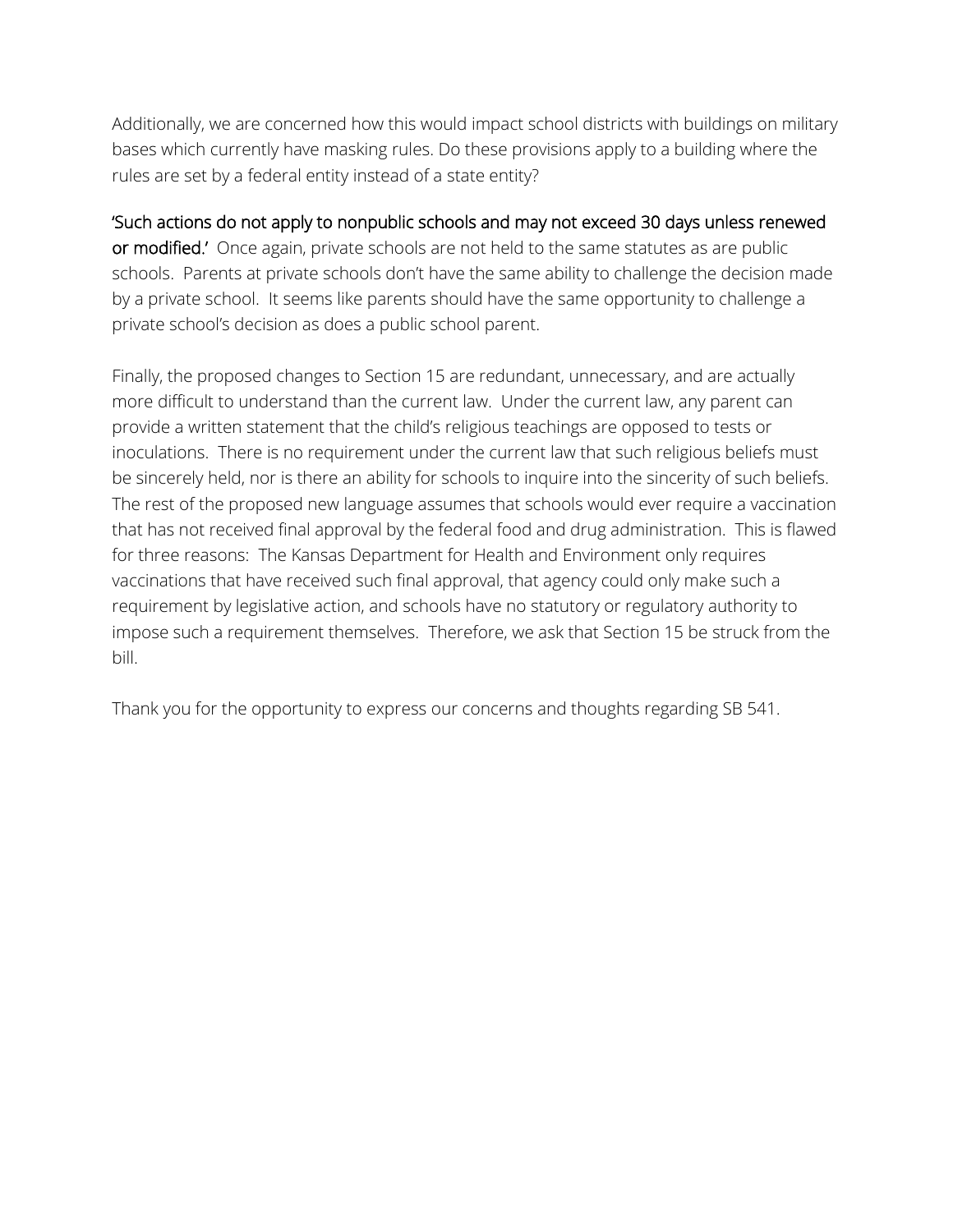Additionally, we are concerned how this would impact school districts with buildings on military bases which currently have masking rules. Do these provisions apply to a building where the rules are set by a federal entity instead of a state entity?

**'Such actions do not apply to nonpublic schools and may not exceed 30 days unless renewed or modified.'** Once again, private schools are not held to the same statutes as are public schools. Parents at private schools don't have the same ability to challenge the decision made by a private school. It seems like parents should have the same opportunity to challenge a private school's decision as does a public school parent.

Finally, the proposed changes to Section 15 are redundant, unnecessary, and are actually more difficult to understand than the current law. Under the current law, any parent can provide a written statement that the child's religious teachings are opposed to tests or inoculations. There is no requirement under the current law that such religious beliefs must be sincerely held, nor is there an ability for schools to inquire into the sincerity of such beliefs. The rest of the proposed new language assumes that schools would ever require a vaccination that has not received final approval by the federal food and drug administration. This is flawed for three reasons: The Kansas Department for Health and Environment only requires vaccinations that have received such final approval, that agency could only make such a requirement by legislative action, and schools have no statutory or regulatory authority to impose such a requirement themselves. Therefore, we ask that Section 15 be struck from the bill.

Thank you for the opportunity to express our concerns and thoughts regarding SB 541.